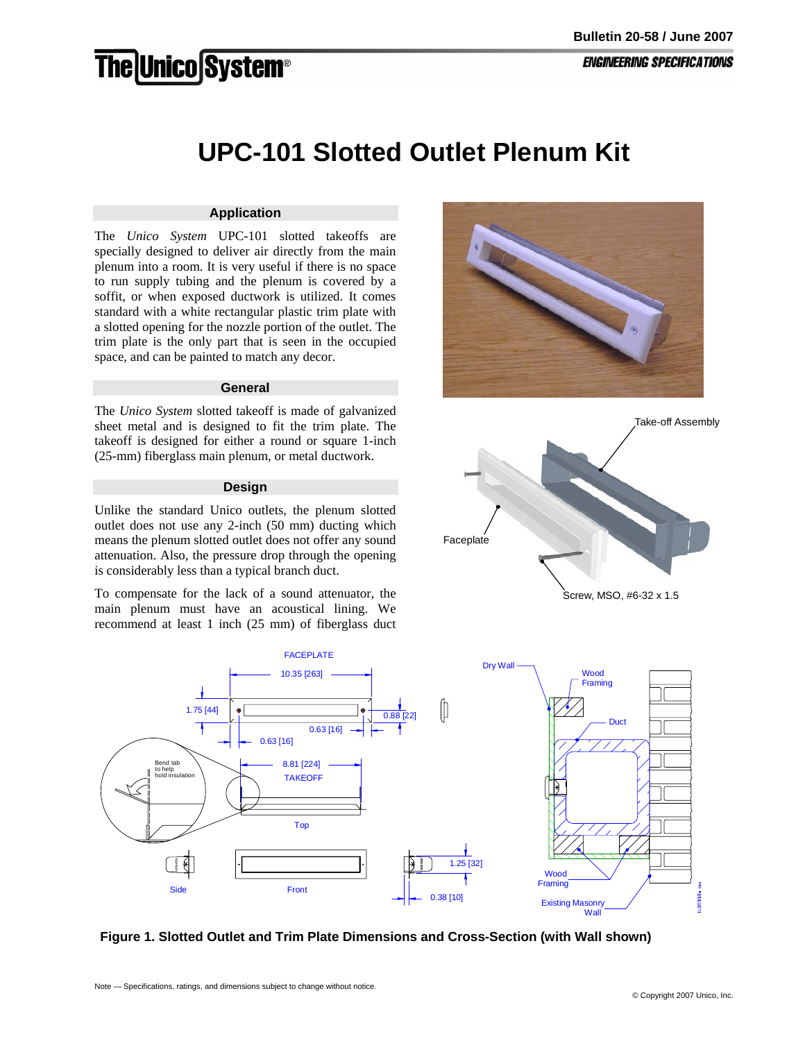Bulletin 20-58 / June 2007

ENGINEERING SPECIFICATIONS

# UPC-101 Slotted Outlet Plenum Kit

## Application

The *Unico System* UPC-101 slotted takeoffs are specially designed to deliver air directly from the main plenum into a room. It is very useful if there is no space to run supply tubing and the plenum is covered by a soffit, or when exposed ductwork is utilized. It comes standard with a white rectangular plastic trim plate with a slotted opening for the nozzle portion of the outlet. The trim plate is the only part that is seen in the occupied space, and can be painted to match any decor.

## General

The *Unico System* slotted takeoff is made of galvanized sheet metal and is designed to fit the trim plate. The takeoff is designed for either a round or square 1-inch (25-mm) fiberglass main plenum, or metal ductwork.

## Design

Unlike the standard Unico outlets, the plenum slotted outlet does not use any 2-inch (50 mm) ducting which means the plenum slotted outlet does not offer any sound attenuation. Also, the pressure drop through the opening is considerably less than a typical branch duct.

To compensate for the lack of a sound attenuator, the main plenum must have an acoustical lining. We recommend at least 1 inch (25 mm) of fiberglass duct

Take-off Assembly

Faceplate

Screw, MSO, #6-32 x 1.5

FACEPLATE

10.35 [263]

1.75 [44]

0.88 [22]

0.63 [16]

0.63 [16]

8.81 [224]

TAKEOFF

Bend tab to help hold insulation

Top

Side

Front

1.25 [32]

0.38 [10]

Dry Wall

Wood Framing

Duct

Wood Framing

Existing Masonry Wall

**Figure 1. Slotted Outlet and Trim Plate Dimensions and Cross-Section (with Wall shown)**

Note — Specifications, ratings, and dimensions subject to change without notice.

© Copyright 2007 Unico, Inc.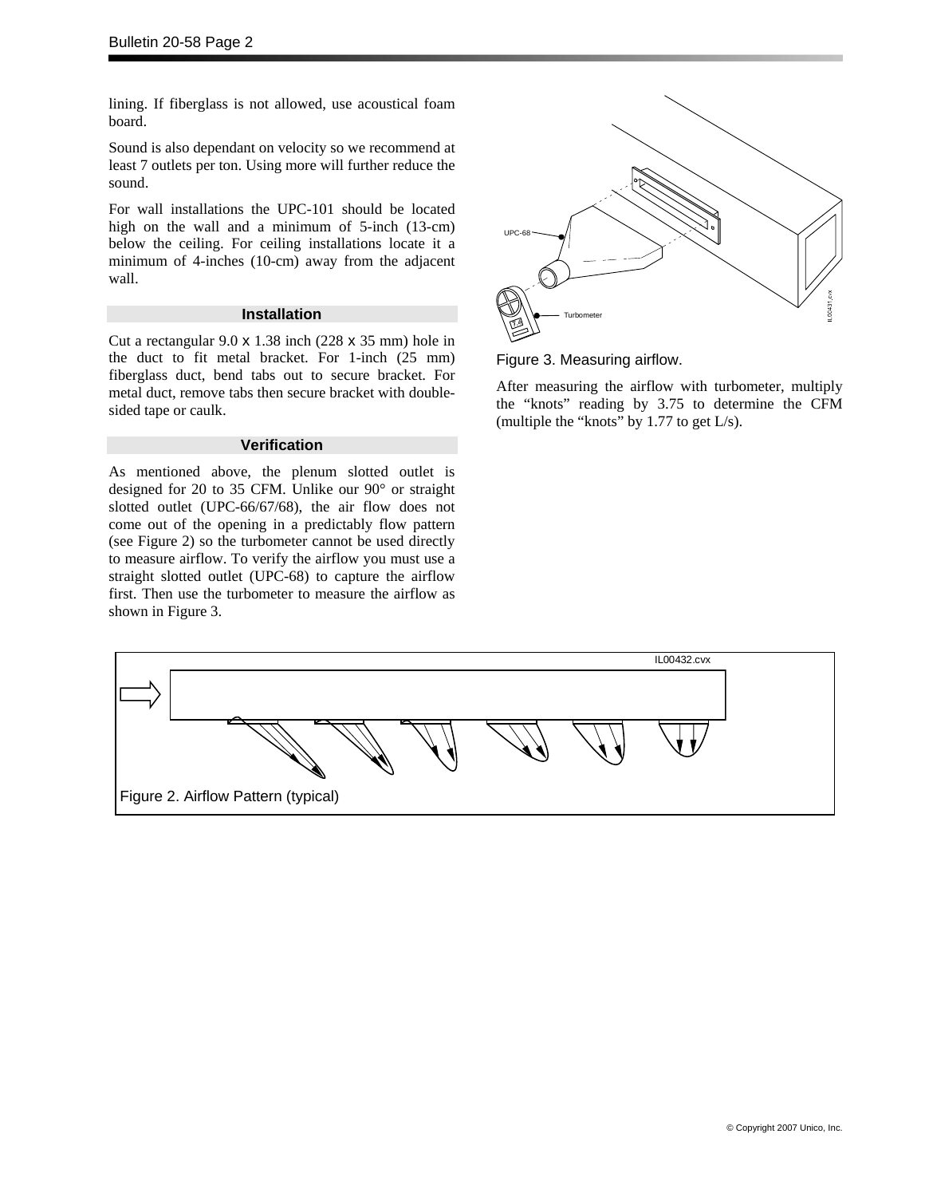lining. If fiberglass is not allowed, use acoustical foam board.

Sound is also dependant on velocity so we recommend at least 7 outlets per ton. Using more will further reduce the sound.

For wall installations the UPC-101 should be located high on the wall and a minimum of 5-inch (13-cm) below the ceiling. For ceiling installations locate it a minimum of 4-inches (10-cm) away from the adjacent wall.

## Installation

Cut a rectangular 9.0 x 1.38 inch (228 x 35 mm) hole in the duct to fit metal bracket. For 1-inch (25 mm) fiberglass duct, bend tabs out to secure bracket. For metal duct, remove tabs then secure bracket with double-sided tape or caulk.

## Verification

As mentioned above, the plenum slotted outlet is designed for 20 to 35 CFM. Unlike our 90° or straight slotted outlet (UPC-66/67/68), the air flow does not come out of the opening in a predictably flow pattern (see Figure 2) so the turbometer cannot be used directly to measure airflow. To verify the airflow you must use a straight slotted outlet (UPC-68) to capture the airflow first. Then use the turbometer to measure the airflow as shown in Figure 3.

UPC-68

Turbometer

IL00431.cvx

Figure 3. Measuring airflow.

After measuring the airflow with turbometer, multiply the "knots" reading by 3.75 to determine the CFM (multiple the "knots" by 1.77 to get L/s).

IL00432.cvx

Figure 2. Airflow Pattern (typical)